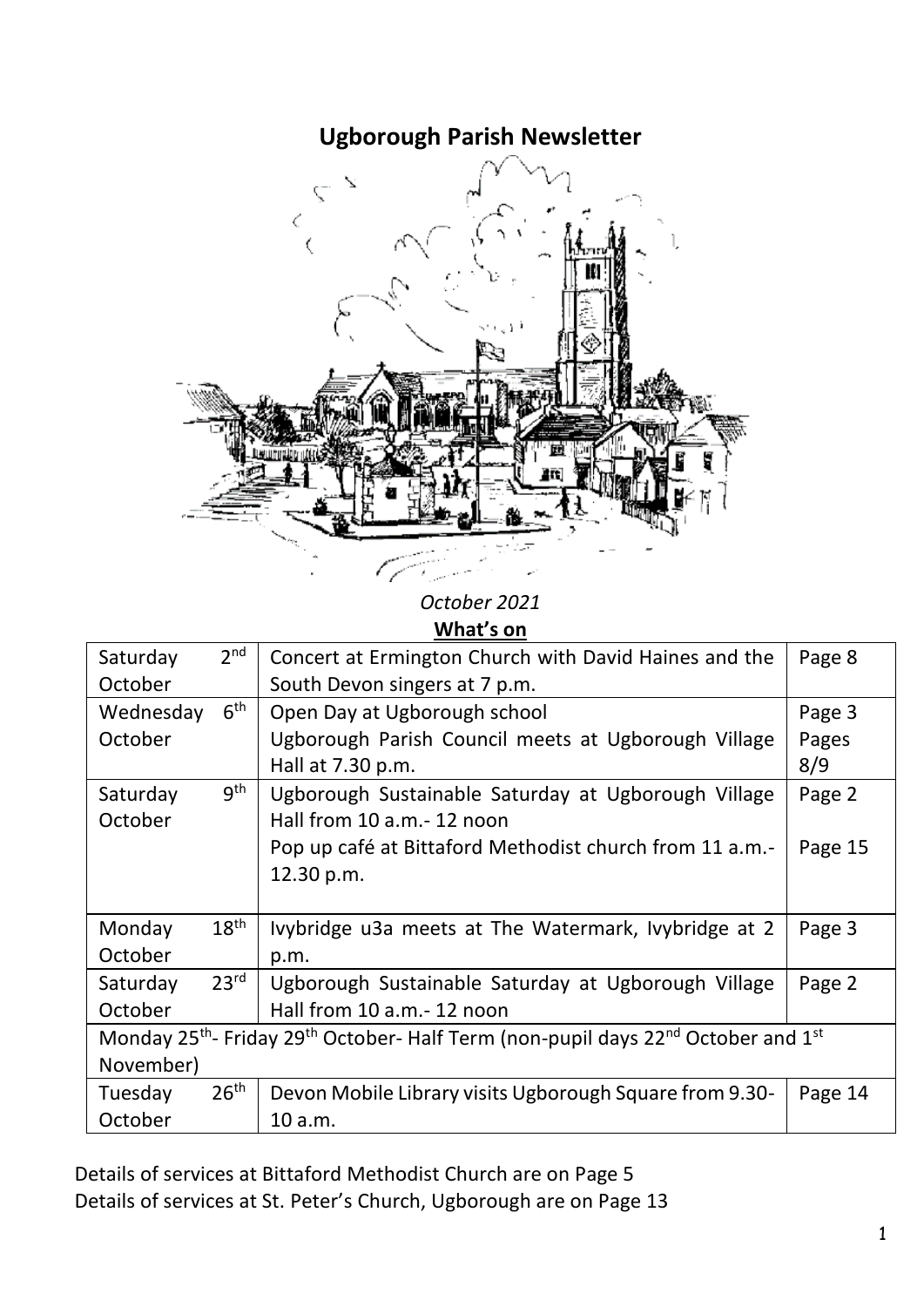# Ugborough Parish Newsletter

*October 2021*

**What's on**

| Date | Event | Page |
|---|---|---|
| Saturday 2nd October | Concert at Ermington Church with David Haines and the South Devon singers at 7 p.m. | Page 8 |
| Wednesday 6th October | Open Day at Ugborough school<br>Ugborough Parish Council meets at Ugborough Village Hall at 7.30 p.m. | Page 3<br>Pages 8/9 |
| Saturday 9th October | Ugborough Sustainable Saturday at Ugborough Village Hall from 10 a.m.- 12 noon<br>Pop up café at Bittaford Methodist church from 11 a.m.- 12.30 p.m. | Page 2<br>Page 15 |
| Monday 18th October | Ivybridge u3a meets at The Watermark, Ivybridge at 2 p.m. | Page 3 |
| Saturday 23rd October | Ugborough Sustainable Saturday at Ugborough Village Hall from 10 a.m.- 12 noon | Page 2 |
| Monday 25th- Friday 29th October- Half Term (non-pupil days 22nd October and 1st November) | | |
| Tuesday 26th October | Devon Mobile Library visits Ugborough Square from 9.30-10 a.m. | Page 14 |

Details of services at Bittaford Methodist Church are on Page 5
Details of services at St. Peter's Church, Ugborough are on Page 13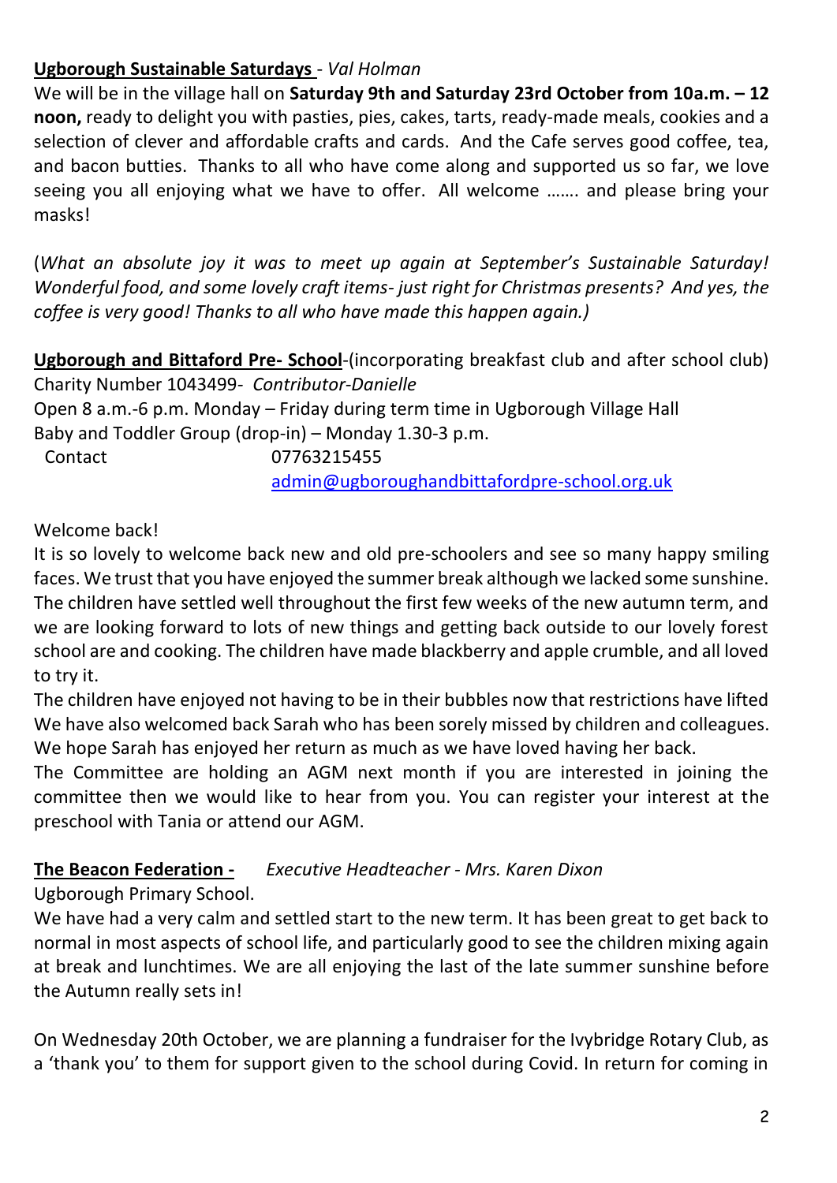**<u>Ugborough Sustainable Saturdays</u>** - *Val Holman*

We will be in the village hall on **Saturday 9th and Saturday 23rd October from 10a.m. – 12 noon,** ready to delight you with pasties, pies, cakes, tarts, ready-made meals, cookies and a selection of clever and affordable crafts and cards. And the Cafe serves good coffee, tea, and bacon butties. Thanks to all who have come along and supported us so far, we love seeing you all enjoying what we have to offer. All welcome ……. and please bring your masks!

(*What an absolute joy it was to meet up again at September's Sustainable Saturday! Wonderful food, and some lovely craft items- just right for Christmas presents? And yes, the coffee is very good! Thanks to all who have made this happen again.)*

**<u>Ugborough and Bittaford Pre- School</u>**-(incorporating breakfast club and after school club)
Charity Number 1043499- *Contributor-Danielle*
Open 8 a.m.-6 p.m. Monday – Friday during term time in Ugborough Village Hall
Baby and Toddler Group (drop-in) – Monday 1.30-3 p.m.
Contact 07763215455
admin@ugboroughandbittafordpre-school.org.uk

Welcome back!
It is so lovely to welcome back new and old pre-schoolers and see so many happy smiling faces. We trust that you have enjoyed the summer break although we lacked some sunshine. The children have settled well throughout the first few weeks of the new autumn term, and we are looking forward to lots of new things and getting back outside to our lovely forest school are and cooking. The children have made blackberry and apple crumble, and all loved to try it.
The children have enjoyed not having to be in their bubbles now that restrictions have lifted We have also welcomed back Sarah who has been sorely missed by children and colleagues. We hope Sarah has enjoyed her return as much as we have loved having her back.
The Committee are holding an AGM next month if you are interested in joining the committee then we would like to hear from you. You can register your interest at the preschool with Tania or attend our AGM.

**<u>The Beacon Federation -</u>** *Executive Headteacher - Mrs. Karen Dixon*
Ugborough Primary School.
We have had a very calm and settled start to the new term. It has been great to get back to normal in most aspects of school life, and particularly good to see the children mixing again at break and lunchtimes. We are all enjoying the last of the late summer sunshine before the Autumn really sets in!

On Wednesday 20th October, we are planning a fundraiser for the Ivybridge Rotary Club, as a 'thank you' to them for support given to the school during Covid. In return for coming in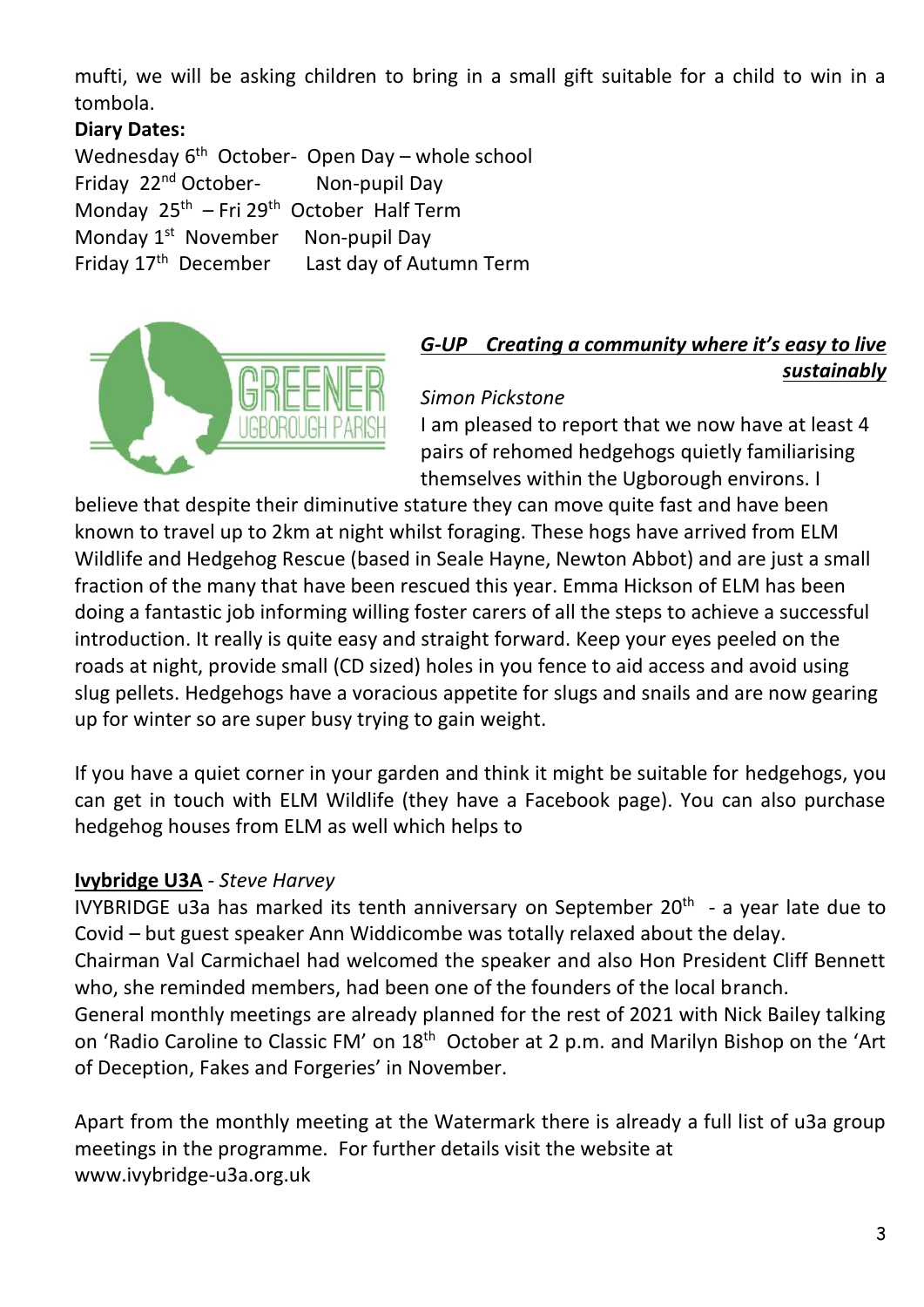mufti, we will be asking children to bring in a small gift suitable for a child to win in a tombola.

**Diary Dates:**

Wednesday 6th October- Open Day – whole school
Friday 22nd October- Non-pupil Day
Monday 25th – Fri 29th October Half Term
Monday 1st November Non-pupil Day
Friday 17th December Last day of Autumn Term

GREENER UGBOROUGH PARISH

***G-UP Creating a community where it's easy to live sustainably***

*Simon Pickstone*

I am pleased to report that we now have at least 4 pairs of rehomed hedgehogs quietly familiarising themselves within the Ugborough environs. I believe that despite their diminutive stature they can move quite fast and have been known to travel up to 2km at night whilst foraging. These hogs have arrived from ELM Wildlife and Hedgehog Rescue (based in Seale Hayne, Newton Abbot) and are just a small fraction of the many that have been rescued this year. Emma Hickson of ELM has been doing a fantastic job informing willing foster carers of all the steps to achieve a successful introduction. It really is quite easy and straight forward. Keep your eyes peeled on the roads at night, provide small (CD sized) holes in you fence to aid access and avoid using slug pellets. Hedgehogs have a voracious appetite for slugs and snails and are now gearing up for winter so are super busy trying to gain weight.

If you have a quiet corner in your garden and think it might be suitable for hedgehogs, you can get in touch with ELM Wildlife (they have a Facebook page). You can also purchase hedgehog houses from ELM as well which helps to

**Ivybridge U3A** - *Steve Harvey*

IVYBRIDGE u3a has marked its tenth anniversary on September 20th - a year late due to Covid – but guest speaker Ann Widdicombe was totally relaxed about the delay.
Chairman Val Carmichael had welcomed the speaker and also Hon President Cliff Bennett who, she reminded members, had been one of the founders of the local branch.
General monthly meetings are already planned for the rest of 2021 with Nick Bailey talking on 'Radio Caroline to Classic FM' on 18th October at 2 p.m. and Marilyn Bishop on the 'Art of Deception, Fakes and Forgeries' in November.

Apart from the monthly meeting at the Watermark there is already a full list of u3a group meetings in the programme. For further details visit the website at www.ivybridge-u3a.org.uk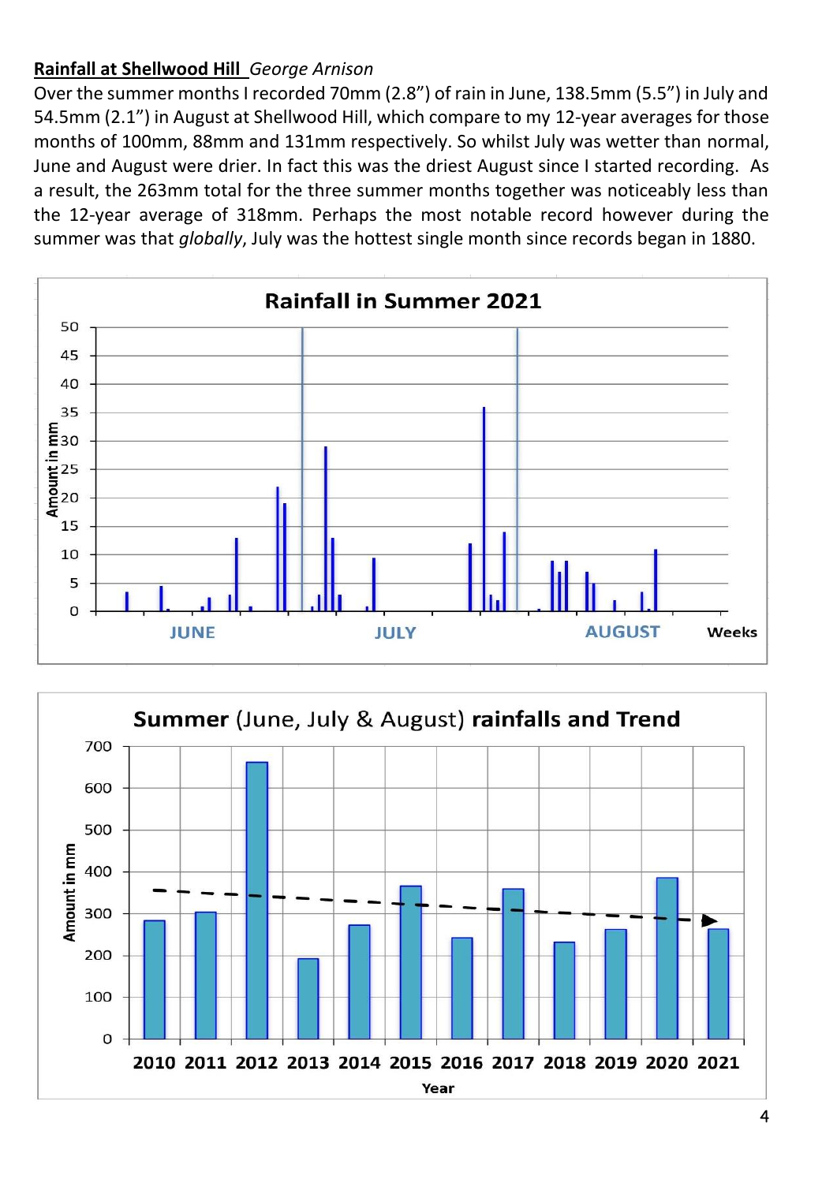**Rainfall at Shellwood Hill** *George Arnison*

Over the summer months I recorded 70mm (2.8") of rain in June, 138.5mm (5.5") in July and 54.5mm (2.1") in August at Shellwood Hill, which compare to my 12-year averages for those months of 100mm, 88mm and 131mm respectively. So whilst July was wetter than normal, June and August were drier. In fact this was the driest August since I started recording. As a result, the 263mm total for the three summer months together was noticeably less than the 12-year average of 318mm. Perhaps the most notable record however during the summer was that *globally*, July was the hottest single month since records began in 1880.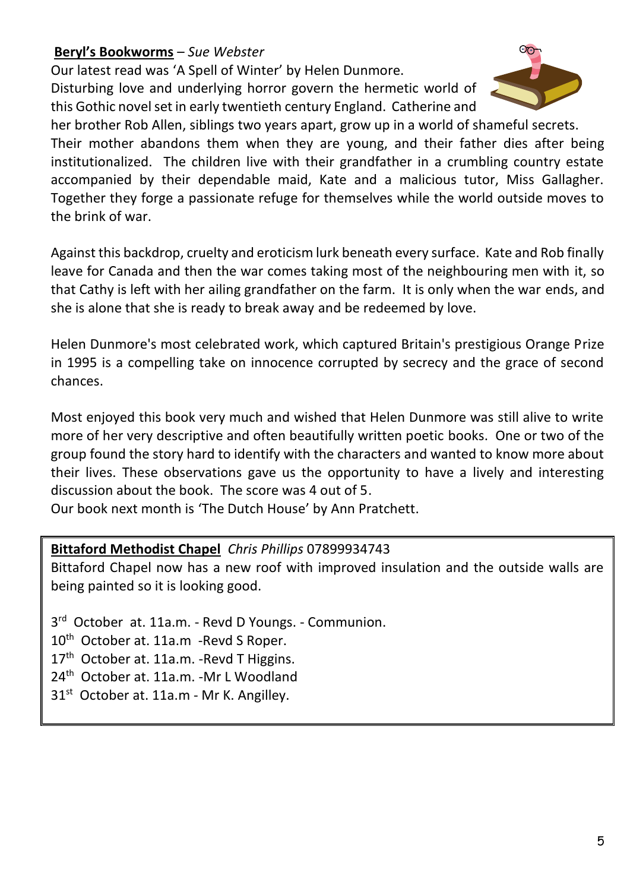**Beryl's Bookworms** – *Sue Webster*

Our latest read was 'A Spell of Winter' by Helen Dunmore.

Disturbing love and underlying horror govern the hermetic world of this Gothic novel set in early twentieth century England. Catherine and her brother Rob Allen, siblings two years apart, grow up in a world of shameful secrets. Their mother abandons them when they are young, and their father dies after being institutionalized. The children live with their grandfather in a crumbling country estate accompanied by their dependable maid, Kate and a malicious tutor, Miss Gallagher. Together they forge a passionate refuge for themselves while the world outside moves to the brink of war.

Against this backdrop, cruelty and eroticism lurk beneath every surface. Kate and Rob finally leave for Canada and then the war comes taking most of the neighbouring men with it, so that Cathy is left with her ailing grandfather on the farm. It is only when the war ends, and she is alone that she is ready to break away and be redeemed by love.

Helen Dunmore's most celebrated work, which captured Britain's prestigious Orange Prize in 1995 is a compelling take on innocence corrupted by secrecy and the grace of second chances.

Most enjoyed this book very much and wished that Helen Dunmore was still alive to write more of her very descriptive and often beautifully written poetic books. One or two of the group found the story hard to identify with the characters and wanted to know more about their lives. These observations gave us the opportunity to have a lively and interesting discussion about the book. The score was 4 out of 5.

Our book next month is 'The Dutch House' by Ann Pratchett.

**Bittaford Methodist Chapel** *Chris Phillips* 07899934743

Bittaford Chapel now has a new roof with improved insulation and the outside walls are being painted so it is looking good.

3rd October at. 11a.m. - Revd D Youngs. - Communion.
10th October at. 11a.m -Revd S Roper.
17th October at. 11a.m. -Revd T Higgins.
24th October at. 11a.m. -Mr L Woodland
31st October at. 11a.m - Mr K. Angilley.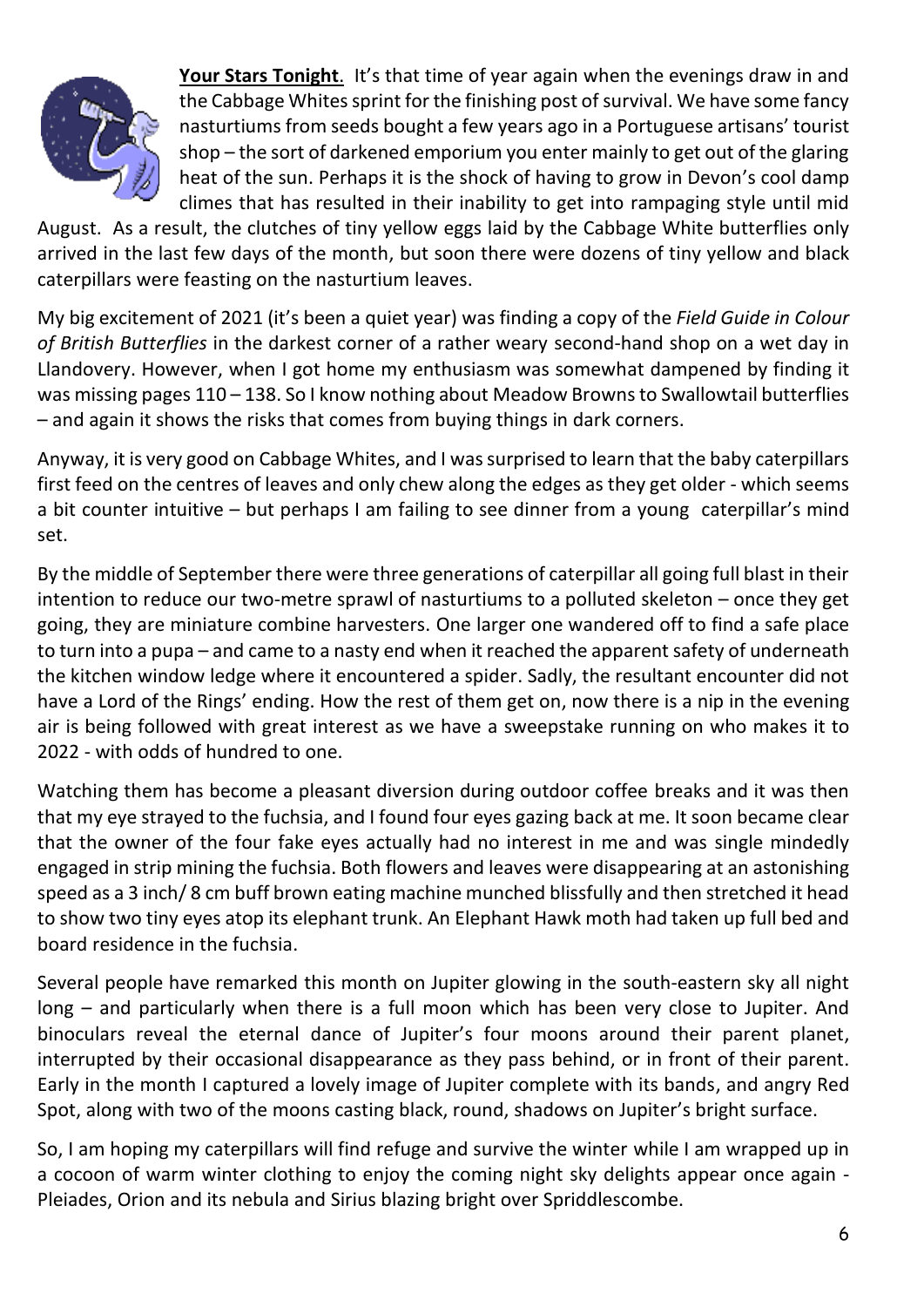**Your Stars Tonight**. It's that time of year again when the evenings draw in and the Cabbage Whites sprint for the finishing post of survival. We have some fancy nasturtiums from seeds bought a few years ago in a Portuguese artisans' tourist shop – the sort of darkened emporium you enter mainly to get out of the glaring heat of the sun. Perhaps it is the shock of having to grow in Devon's cool damp climes that has resulted in their inability to get into rampaging style until mid August. As a result, the clutches of tiny yellow eggs laid by the Cabbage White butterflies only arrived in the last few days of the month, but soon there were dozens of tiny yellow and black caterpillars were feasting on the nasturtium leaves.

My big excitement of 2021 (it's been a quiet year) was finding a copy of the *Field Guide in Colour of British Butterflies* in the darkest corner of a rather weary second-hand shop on a wet day in Llandovery. However, when I got home my enthusiasm was somewhat dampened by finding it was missing pages 110 – 138. So I know nothing about Meadow Browns to Swallowtail butterflies – and again it shows the risks that comes from buying things in dark corners.

Anyway, it is very good on Cabbage Whites, and I was surprised to learn that the baby caterpillars first feed on the centres of leaves and only chew along the edges as they get older - which seems a bit counter intuitive – but perhaps I am failing to see dinner from a young caterpillar's mind set.

By the middle of September there were three generations of caterpillar all going full blast in their intention to reduce our two-metre sprawl of nasturtiums to a polluted skeleton – once they get going, they are miniature combine harvesters. One larger one wandered off to find a safe place to turn into a pupa – and came to a nasty end when it reached the apparent safety of underneath the kitchen window ledge where it encountered a spider. Sadly, the resultant encounter did not have a Lord of the Rings' ending. How the rest of them get on, now there is a nip in the evening air is being followed with great interest as we have a sweepstake running on who makes it to 2022 - with odds of hundred to one.

Watching them has become a pleasant diversion during outdoor coffee breaks and it was then that my eye strayed to the fuchsia, and I found four eyes gazing back at me. It soon became clear that the owner of the four fake eyes actually had no interest in me and was single mindedly engaged in strip mining the fuchsia. Both flowers and leaves were disappearing at an astonishing speed as a 3 inch/ 8 cm buff brown eating machine munched blissfully and then stretched it head to show two tiny eyes atop its elephant trunk. An Elephant Hawk moth had taken up full bed and board residence in the fuchsia.

Several people have remarked this month on Jupiter glowing in the south-eastern sky all night long – and particularly when there is a full moon which has been very close to Jupiter. And binoculars reveal the eternal dance of Jupiter's four moons around their parent planet, interrupted by their occasional disappearance as they pass behind, or in front of their parent. Early in the month I captured a lovely image of Jupiter complete with its bands, and angry Red Spot, along with two of the moons casting black, round, shadows on Jupiter's bright surface.

So, I am hoping my caterpillars will find refuge and survive the winter while I am wrapped up in a cocoon of warm winter clothing to enjoy the coming night sky delights appear once again - Pleiades, Orion and its nebula and Sirius blazing bright over Spriddlescombe.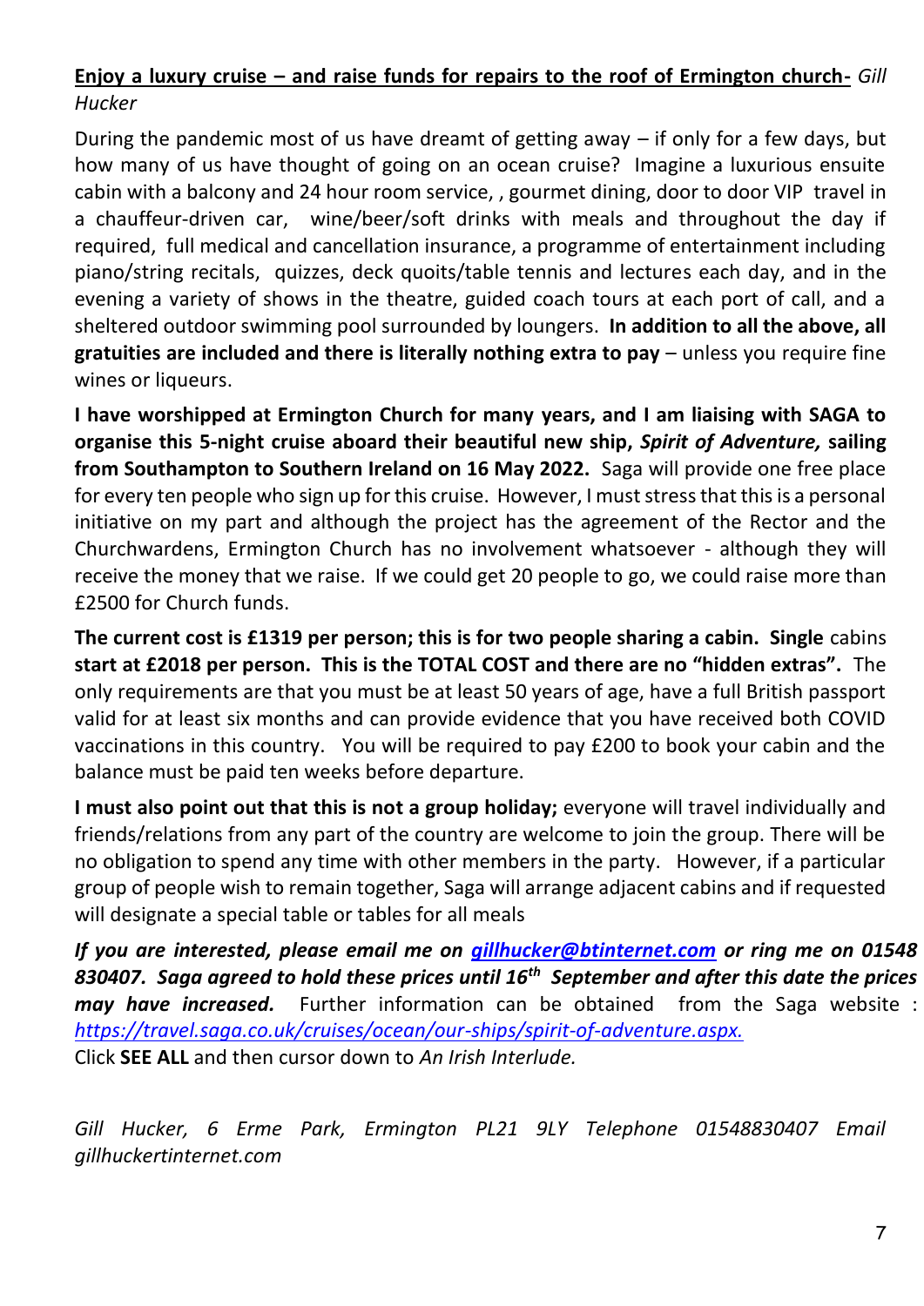**<u>Enjoy a luxury cruise – and raise funds for repairs to the roof of Ermington church-</u>** *Gill Hucker*

During the pandemic most of us have dreamt of getting away – if only for a few days, but how many of us have thought of going on an ocean cruise? Imagine a luxurious ensuite cabin with a balcony and 24 hour room service, , gourmet dining, door to door VIP travel in a chauffeur-driven car, wine/beer/soft drinks with meals and throughout the day if required, full medical and cancellation insurance, a programme of entertainment including piano/string recitals, quizzes, deck quoits/table tennis and lectures each day, and in the evening a variety of shows in the theatre, guided coach tours at each port of call, and a sheltered outdoor swimming pool surrounded by loungers. **In addition to all the above, all gratuities are included and there is literally nothing extra to pay** – unless you require fine wines or liqueurs.

**I have worshipped at Ermington Church for many years, and I am liaising with SAGA to organise this 5-night cruise aboard their beautiful new ship, *Spirit of Adventure,* sailing from Southampton to Southern Ireland on 16 May 2022.** Saga will provide one free place for every ten people who sign up for this cruise. However, I must stress that this is a personal initiative on my part and although the project has the agreement of the Rector and the Churchwardens, Ermington Church has no involvement whatsoever - although they will receive the money that we raise. If we could get 20 people to go, we could raise more than £2500 for Church funds.

**The current cost is £1319 per person; this is for two people sharing a cabin. Single** cabins **start at £2018 per person. This is the TOTAL COST and there are no "hidden extras".** The only requirements are that you must be at least 50 years of age, have a full British passport valid for at least six months and can provide evidence that you have received both COVID vaccinations in this country. You will be required to pay £200 to book your cabin and the balance must be paid ten weeks before departure.

**I must also point out that this is not a group holiday;** everyone will travel individually and friends/relations from any part of the country are welcome to join the group. There will be no obligation to spend any time with other members in the party. However, if a particular group of people wish to remain together, Saga will arrange adjacent cabins and if requested will designate a special table or tables for all meals

***If you are interested, please email me on [gillhucker@btinternet.com](mailto:gillhucker@btinternet.com) or ring me on 01548 830407. Saga agreed to hold these prices until 16th September and after this date the prices may have increased.*** Further information can be obtained from the Saga website : *[https://travel.saga.co.uk/cruises/ocean/our-ships/spirit-of-adventure.aspx.](https://travel.saga.co.uk/cruises/ocean/our-ships/spirit-of-adventure.aspx)*
Click **SEE ALL** and then cursor down to *An Irish Interlude.*

*Gill Hucker, 6 Erme Park, Ermington PL21 9LY Telephone 01548830407 Email gillhuckertinternet.com*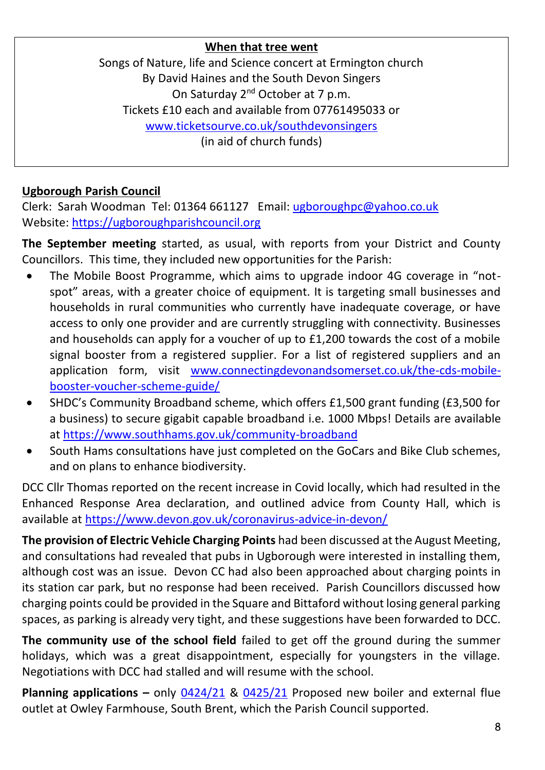**When that tree went**

Songs of Nature, life and Science concert at Ermington church
By David Haines and the South Devon Singers
On Saturday 2nd October at 7 p.m.
Tickets £10 each and available from 07761495033 or
[www.ticketsourve.co.uk/southdevonsingers](www.ticketsourve.co.uk/southdevonsingers)
(in aid of church funds)

## Ugborough Parish Council

Clerk: Sarah Woodman Tel: 01364 661127 Email: [ugboroughpc@yahoo.co.uk](mailto:ugboroughpc@yahoo.co.uk)
Website: [https://ugboroughparishcouncil.org](https://ugboroughparishcouncil.org)

**The September meeting** started, as usual, with reports from your District and County Councillors. This time, they included new opportunities for the Parish:

- The Mobile Boost Programme, which aims to upgrade indoor 4G coverage in "not-spot" areas, with a greater choice of equipment. It is targeting small businesses and households in rural communities who currently have inadequate coverage, or have access to only one provider and are currently struggling with connectivity. Businesses and households can apply for a voucher of up to £1,200 towards the cost of a mobile signal booster from a registered supplier. For a list of registered suppliers and an application form, visit [www.connectingdevonandsomerset.co.uk/the-cds-mobile-booster-voucher-scheme-guide/](www.connectingdevonandsomerset.co.uk/the-cds-mobile-booster-voucher-scheme-guide/)
- SHDC's Community Broadband scheme, which offers £1,500 grant funding (£3,500 for a business) to secure gigabit capable broadband i.e. 1000 Mbps! Details are available at [https://www.southhams.gov.uk/community-broadband](https://www.southhams.gov.uk/community-broadband)
- South Hams consultations have just completed on the GoCars and Bike Club schemes, and on plans to enhance biodiversity.

DCC Cllr Thomas reported on the recent increase in Covid locally, which had resulted in the Enhanced Response Area declaration, and outlined advice from County Hall, which is available at [https://www.devon.gov.uk/coronavirus-advice-in-devon/](https://www.devon.gov.uk/coronavirus-advice-in-devon/)

**The provision of Electric Vehicle Charging Points** had been discussed at the August Meeting, and consultations had revealed that pubs in Ugborough were interested in installing them, although cost was an issue. Devon CC had also been approached about charging points in its station car park, but no response had been received. Parish Councillors discussed how charging points could be provided in the Square and Bittaford without losing general parking spaces, as parking is already very tight, and these suggestions have been forwarded to DCC.

**The community use of the school field** failed to get off the ground during the summer holidays, which was a great disappointment, especially for youngsters in the village. Negotiations with DCC had stalled and will resume with the school.

**Planning applications –** only 0424/21 & 0425/21 Proposed new boiler and external flue outlet at Owley Farmhouse, South Brent, which the Parish Council supported.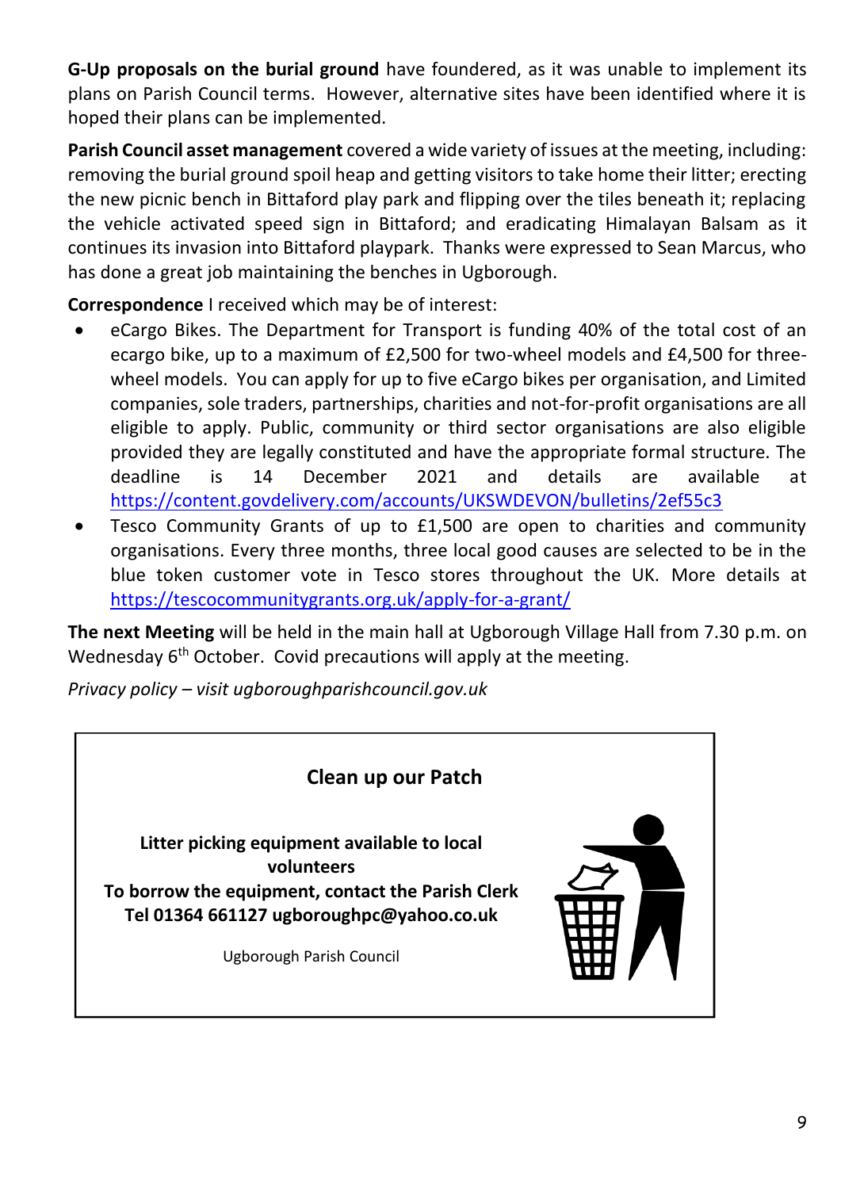**G-Up proposals on the burial ground** have foundered, as it was unable to implement its plans on Parish Council terms. However, alternative sites have been identified where it is hoped their plans can be implemented.

**Parish Council asset management** covered a wide variety of issues at the meeting, including: removing the burial ground spoil heap and getting visitors to take home their litter; erecting the new picnic bench in Bittaford play park and flipping over the tiles beneath it; replacing the vehicle activated speed sign in Bittaford; and eradicating Himalayan Balsam as it continues its invasion into Bittaford playpark. Thanks were expressed to Sean Marcus, who has done a great job maintaining the benches in Ugborough.

**Correspondence** I received which may be of interest:

- eCargo Bikes. The Department for Transport is funding 40% of the total cost of an ecargo bike, up to a maximum of £2,500 for two-wheel models and £4,500 for three-wheel models. You can apply for up to five eCargo bikes per organisation, and Limited companies, sole traders, partnerships, charities and not-for-profit organisations are all eligible to apply. Public, community or third sector organisations are also eligible provided they are legally constituted and have the appropriate formal structure. The deadline is 14 December 2021 and details are available at https://content.govdelivery.com/accounts/UKSWDEVON/bulletins/2ef55c3
- Tesco Community Grants of up to £1,500 are open to charities and community organisations. Every three months, three local good causes are selected to be in the blue token customer vote in Tesco stores throughout the UK. More details at https://tescocommunitygrants.org.uk/apply-for-a-grant/

**The next Meeting** will be held in the main hall at Ugborough Village Hall from 7.30 p.m. on Wednesday 6th October. Covid precautions will apply at the meeting.

*Privacy policy – visit ugboroughparishcouncil.gov.uk*

**Clean up our Patch**

**Litter picking equipment available to local volunteers**
**To borrow the equipment, contact the Parish Clerk**
**Tel 01364 661127 ugboroughpc@yahoo.co.uk**

Ugborough Parish Council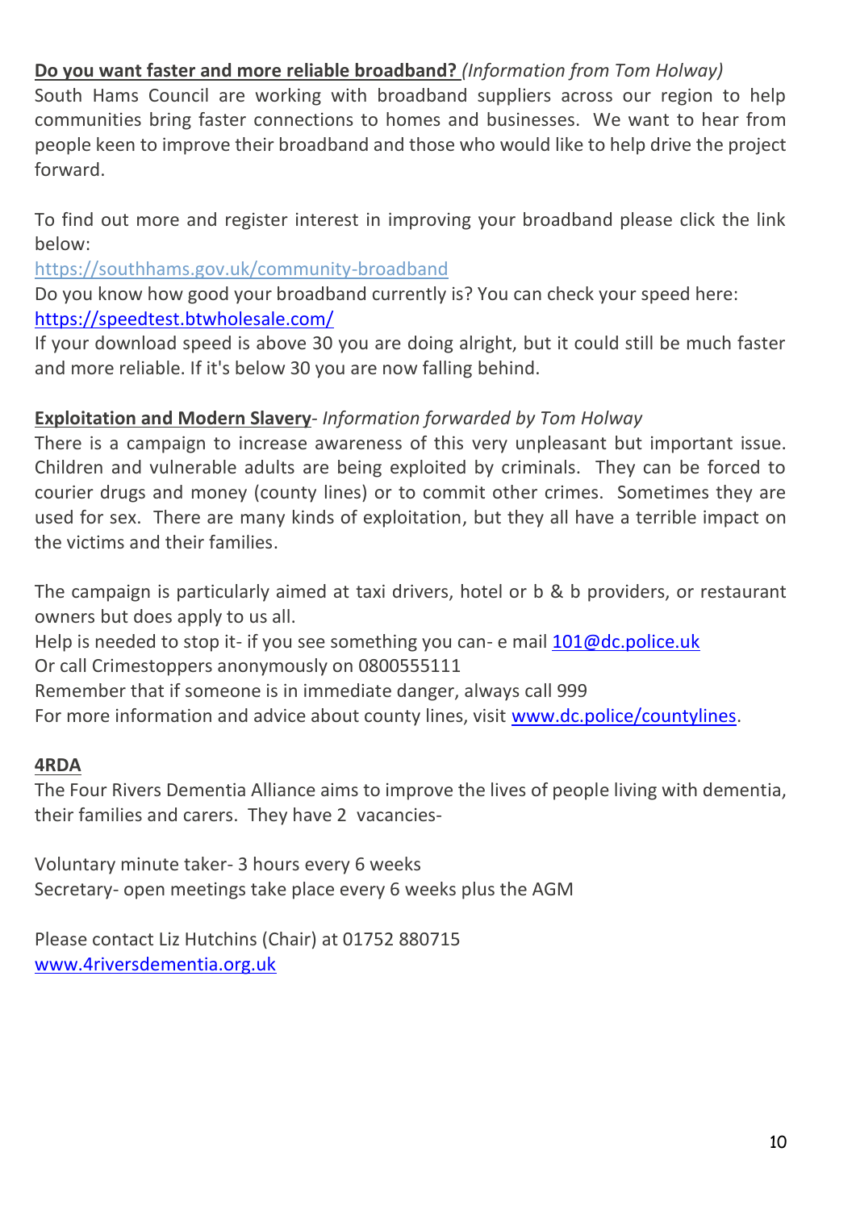**Do you want faster and more reliable broadband?** *(Information from Tom Holway)*
South Hams Council are working with broadband suppliers across our region to help communities bring faster connections to homes and businesses. We want to hear from people keen to improve their broadband and those who would like to help drive the project forward.

To find out more and register interest in improving your broadband please click the link below:
https://southhams.gov.uk/community-broadband
Do you know how good your broadband currently is? You can check your speed here:
https://speedtest.btwholesale.com/
If your download speed is above 30 you are doing alright, but it could still be much faster and more reliable. If it's below 30 you are now falling behind.

**Exploitation and Modern Slavery**- *Information forwarded by Tom Holway*
There is a campaign to increase awareness of this very unpleasant but important issue. Children and vulnerable adults are being exploited by criminals. They can be forced to courier drugs and money (county lines) or to commit other crimes. Sometimes they are used for sex. There are many kinds of exploitation, but they all have a terrible impact on the victims and their families.

The campaign is particularly aimed at taxi drivers, hotel or b & b providers, or restaurant owners but does apply to us all.
Help is needed to stop it- if you see something you can- e mail 101@dc.police.uk
Or call Crimestoppers anonymously on 0800555111
Remember that if someone is in immediate danger, always call 999
For more information and advice about county lines, visit www.dc.police/countylines.

**4RDA**
The Four Rivers Dementia Alliance aims to improve the lives of people living with dementia, their families and carers. They have 2 vacancies-

Voluntary minute taker- 3 hours every 6 weeks
Secretary- open meetings take place every 6 weeks plus the AGM

Please contact Liz Hutchins (Chair) at 01752 880715
www.4riversdementia.org.uk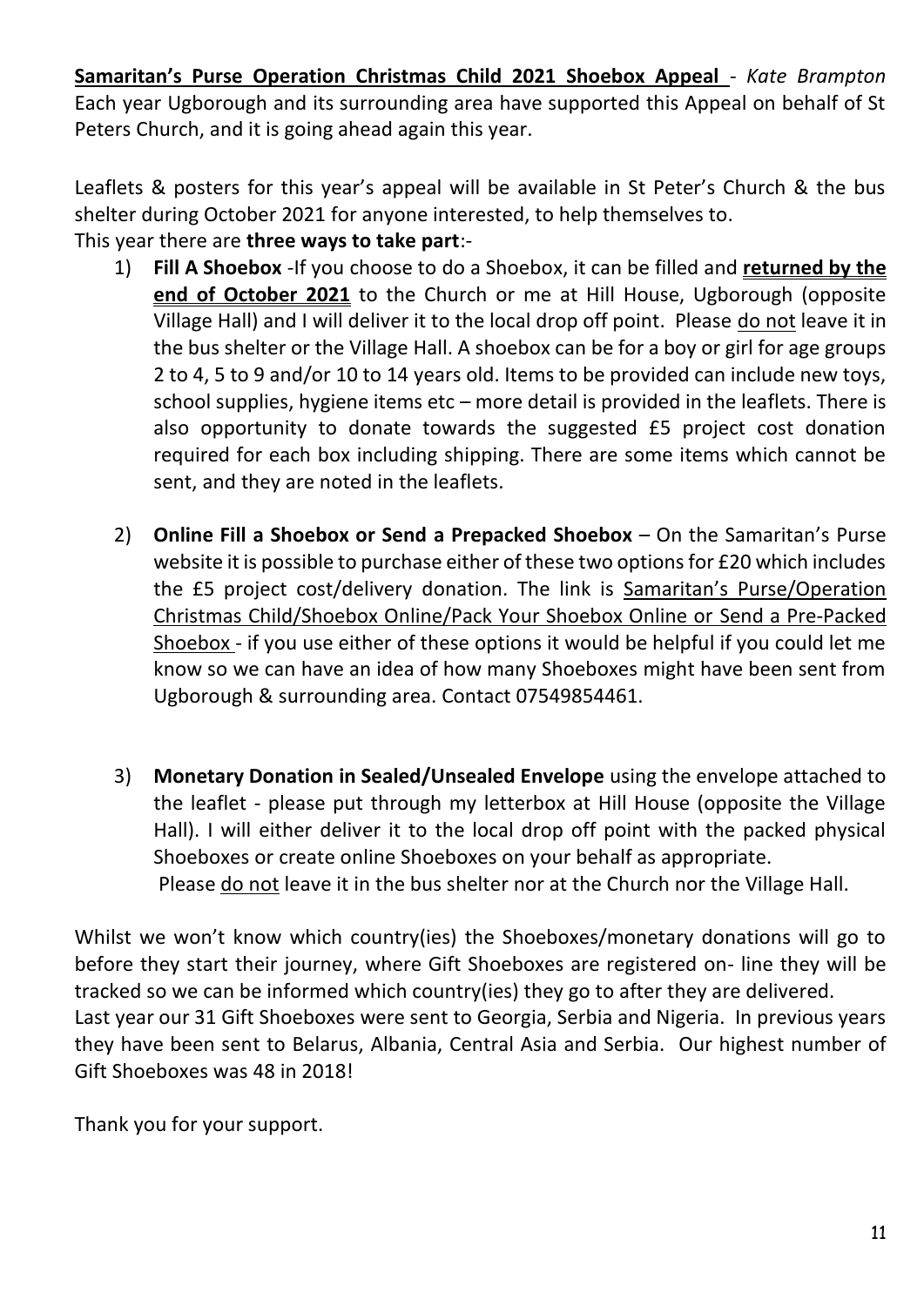**<u>Samaritan's Purse Operation Christmas Child 2021 Shoebox Appeal</u>** - *Kate Brampton*
Each year Ugborough and its surrounding area have supported this Appeal on behalf of St Peters Church, and it is going ahead again this year.

Leaflets & posters for this year's appeal will be available in St Peter's Church & the bus shelter during October 2021 for anyone interested, to help themselves to.
This year there are **three ways to take part**:-

1) **Fill A Shoebox** -If you choose to do a Shoebox, it can be filled and **<u>returned by the end of October 2021</u>** to the Church or me at Hill House, Ugborough (opposite Village Hall) and I will deliver it to the local drop off point. Please <u>do not</u> leave it in the bus shelter or the Village Hall. A shoebox can be for a boy or girl for age groups 2 to 4, 5 to 9 and/or 10 to 14 years old. Items to be provided can include new toys, school supplies, hygiene items etc – more detail is provided in the leaflets. There is also opportunity to donate towards the suggested £5 project cost donation required for each box including shipping. There are some items which cannot be sent, and they are noted in the leaflets.

2) **Online Fill a Shoebox or Send a Prepacked Shoebox** – On the Samaritan's Purse website it is possible to purchase either of these two options for £20 which includes the £5 project cost/delivery donation. The link is <u>Samaritan's Purse/Operation Christmas Child/Shoebox Online/Pack Your Shoebox Online or Send a Pre-Packed Shoebox</u> - if you use either of these options it would be helpful if you could let me know so we can have an idea of how many Shoeboxes might have been sent from Ugborough & surrounding area. Contact 07549854461.

3) **Monetary Donation in Sealed/Unsealed Envelope** using the envelope attached to the leaflet - please put through my letterbox at Hill House (opposite the Village Hall). I will either deliver it to the local drop off point with the packed physical Shoeboxes or create online Shoeboxes on your behalf as appropriate.
Please <u>do not</u> leave it in the bus shelter nor at the Church nor the Village Hall.

Whilst we won't know which country(ies) the Shoeboxes/monetary donations will go to before they start their journey, where Gift Shoeboxes are registered on- line they will be tracked so we can be informed which country(ies) they go to after they are delivered.
Last year our 31 Gift Shoeboxes were sent to Georgia, Serbia and Nigeria. In previous years they have been sent to Belarus, Albania, Central Asia and Serbia. Our highest number of Gift Shoeboxes was 48 in 2018!

Thank you for your support.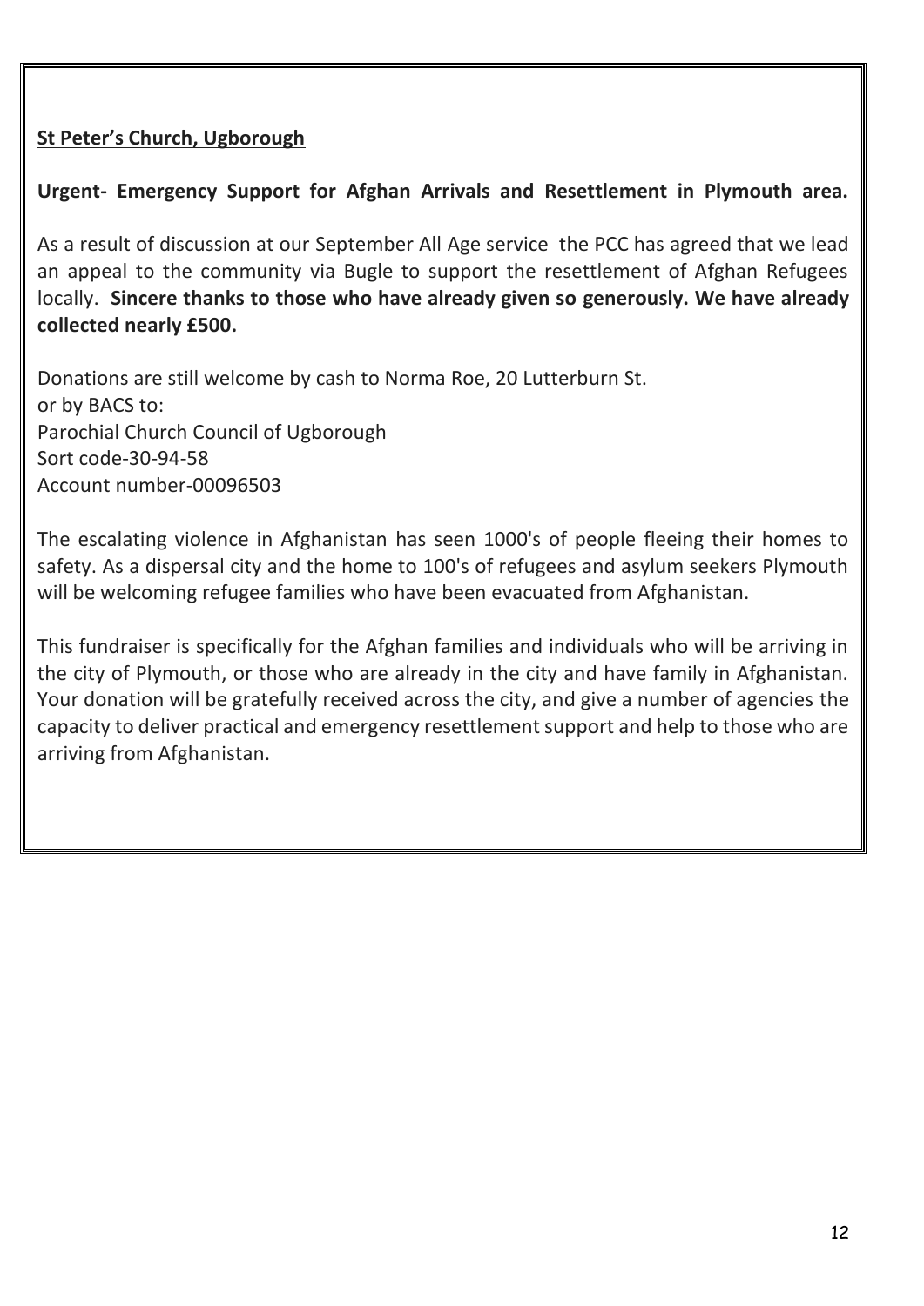**St Peter's Church, Ugborough**

**Urgent- Emergency Support for Afghan Arrivals and Resettlement in Plymouth area.**

As a result of discussion at our September All Age service the PCC has agreed that we lead an appeal to the community via Bugle to support the resettlement of Afghan Refugees locally. **Sincere thanks to those who have already given so generously. We have already collected nearly £500.**

Donations are still welcome by cash to Norma Roe, 20 Lutterburn St.
or by BACS to:
Parochial Church Council of Ugborough
Sort code-30-94-58
Account number-00096503

The escalating violence in Afghanistan has seen 1000's of people fleeing their homes to safety. As a dispersal city and the home to 100's of refugees and asylum seekers Plymouth will be welcoming refugee families who have been evacuated from Afghanistan.

This fundraiser is specifically for the Afghan families and individuals who will be arriving in the city of Plymouth, or those who are already in the city and have family in Afghanistan. Your donation will be gratefully received across the city, and give a number of agencies the capacity to deliver practical and emergency resettlement support and help to those who are arriving from Afghanistan.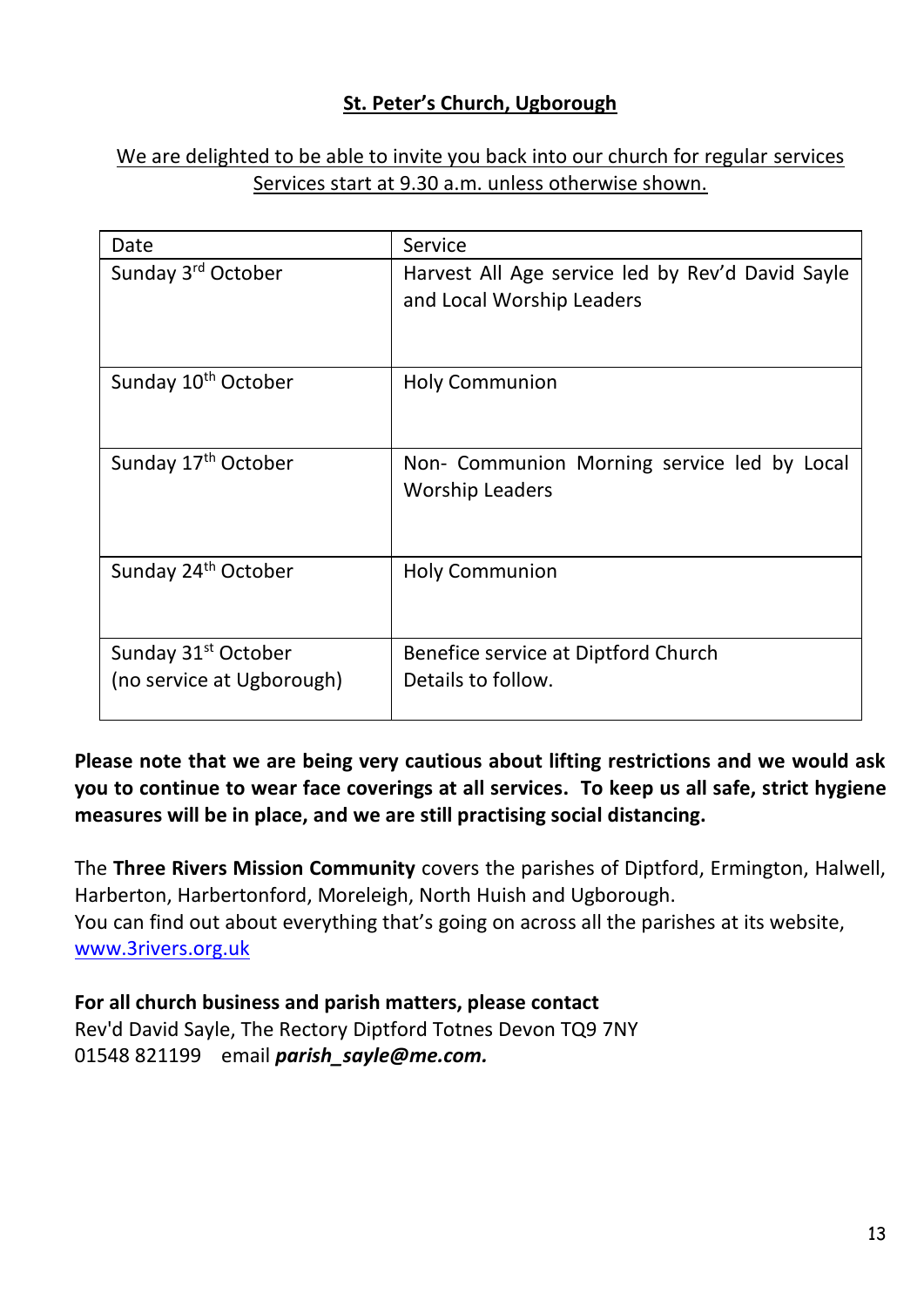## St. Peter's Church, Ugborough

We are delighted to be able to invite you back into our church for regular services
Services start at 9.30 a.m. unless otherwise shown.

| Date | Service |
|---|---|
| Sunday 3rd October | Harvest All Age service led by Rev'd David Sayle and Local Worship Leaders |
| Sunday 10th October | Holy Communion |
| Sunday 17th October | Non- Communion Morning service led by Local Worship Leaders |
| Sunday 24th October | Holy Communion |
| Sunday 31st October (no service at Ugborough) | Benefice service at Diptford Church Details to follow. |

**Please note that we are being very cautious about lifting restrictions and we would ask you to continue to wear face coverings at all services. To keep us all safe, strict hygiene measures will be in place, and we are still practising social distancing.**

The **Three Rivers Mission Community** covers the parishes of Diptford, Ermington, Halwell, Harberton, Harbertonford, Moreleigh, North Huish and Ugborough.
You can find out about everything that's going on across all the parishes at its website, www.3rivers.org.uk

**For all church business and parish matters, please contact**
Rev'd David Sayle, The Rectory Diptford Totnes Devon TQ9 7NY
01548 821199 email ***parish_sayle@me.com.***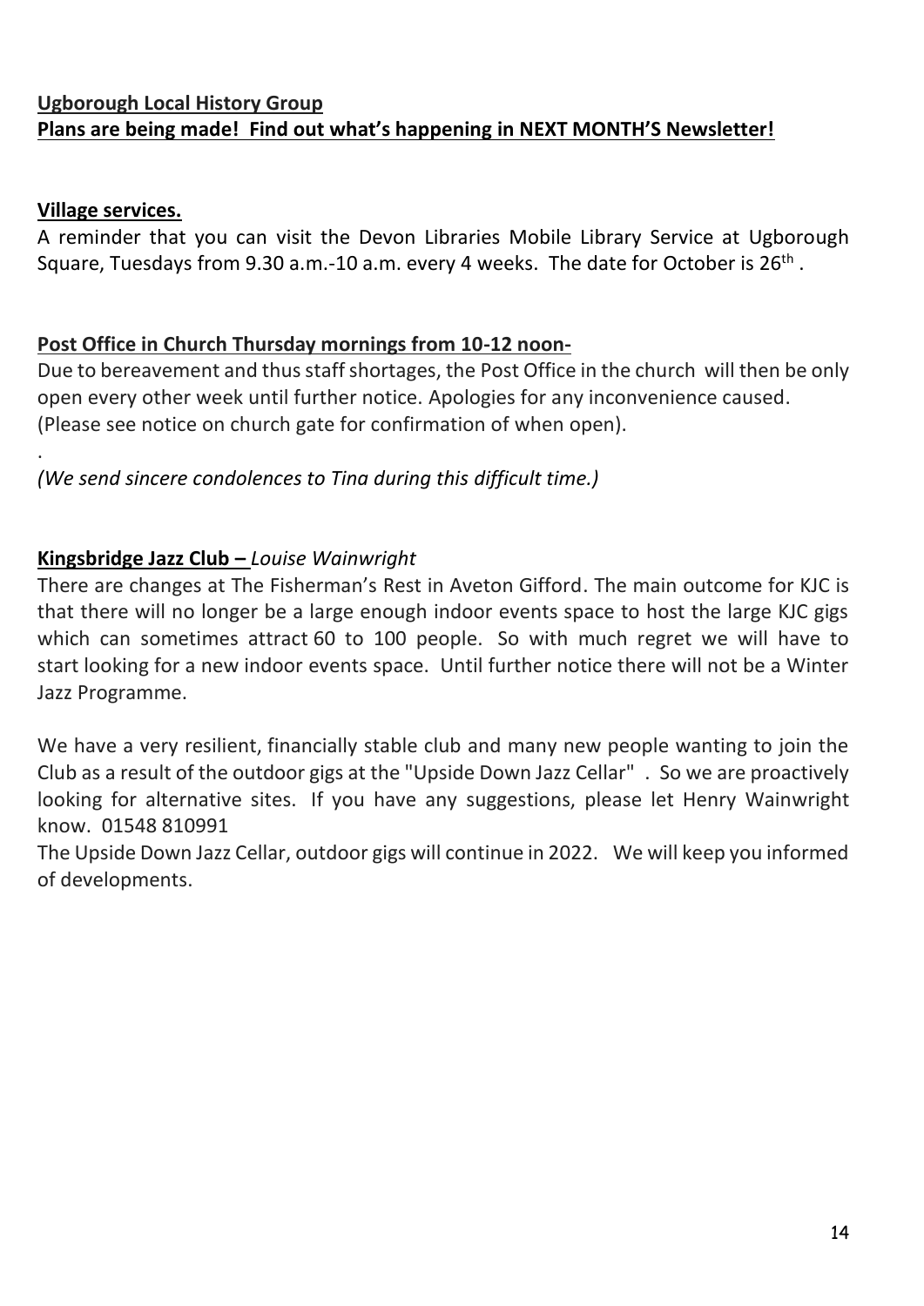**Ugborough Local History Group**
**Plans are being made! Find out what's happening in NEXT MONTH'S Newsletter!**

**Village services.**

A reminder that you can visit the Devon Libraries Mobile Library Service at Ugborough Square, Tuesdays from 9.30 a.m.-10 a.m. every 4 weeks. The date for October is 26th .

**Post Office in Church Thursday mornings from 10-12 noon-**

Due to bereavement and thus staff shortages, the Post Office in the church will then be only open every other week until further notice. Apologies for any inconvenience caused. (Please see notice on church gate for confirmation of when open).

.

*(We send sincere condolences to Tina during this difficult time.)*

**Kingsbridge Jazz Club –** *Louise Wainwright*

There are changes at The Fisherman's Rest in Aveton Gifford. The main outcome for KJC is that there will no longer be a large enough indoor events space to host the large KJC gigs which can sometimes attract 60 to 100 people. So with much regret we will have to start looking for a new indoor events space. Until further notice there will not be a Winter Jazz Programme.

We have a very resilient, financially stable club and many new people wanting to join the Club as a result of the outdoor gigs at the "Upside Down Jazz Cellar" . So we are proactively looking for alternative sites. If you have any suggestions, please let Henry Wainwright know. 01548 810991

The Upside Down Jazz Cellar, outdoor gigs will continue in 2022. We will keep you informed of developments.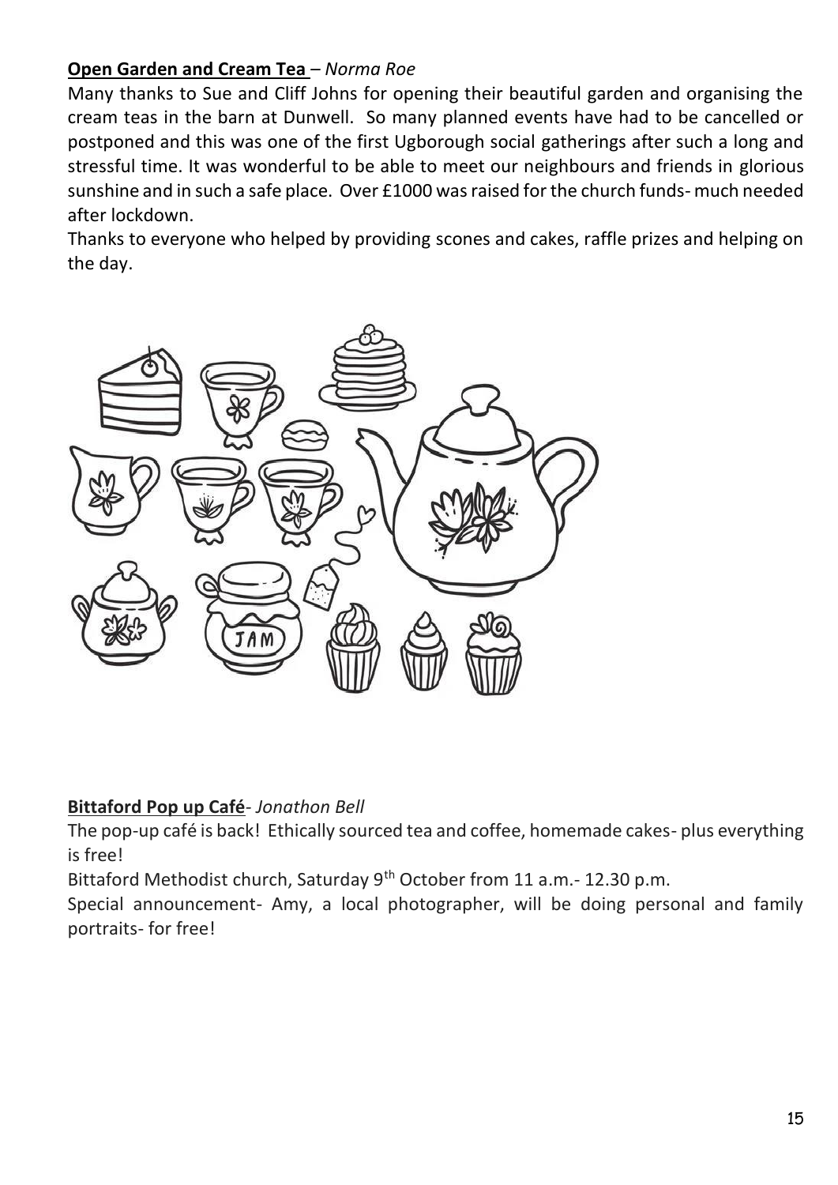**Open Garden and Cream Tea** – *Norma Roe*

Many thanks to Sue and Cliff Johns for opening their beautiful garden and organising the cream teas in the barn at Dunwell. So many planned events have had to be cancelled or postponed and this was one of the first Ugborough social gatherings after such a long and stressful time. It was wonderful to be able to meet our neighbours and friends in glorious sunshine and in such a safe place. Over £1000 was raised for the church funds- much needed after lockdown.

Thanks to everyone who helped by providing scones and cakes, raffle prizes and helping on the day.

**Bittaford Pop up Café**- *Jonathon Bell*

The pop-up café is back! Ethically sourced tea and coffee, homemade cakes- plus everything is free!

Bittaford Methodist church, Saturday 9th October from 11 a.m.- 12.30 p.m.

Special announcement- Amy, a local photographer, will be doing personal and family portraits- for free!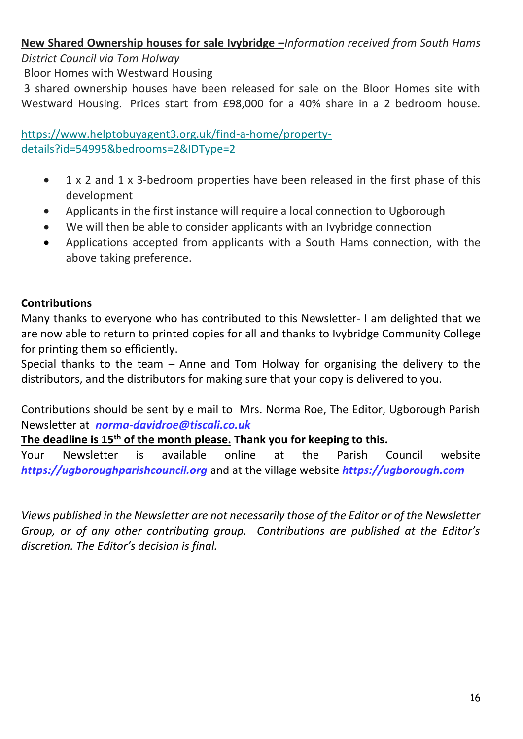**New Shared Ownership houses for sale Ivybridge –***Information received from South Hams District Council via Tom Holway*

Bloor Homes with Westward Housing

3 shared ownership houses have been released for sale on the Bloor Homes site with Westward Housing. Prices start from £98,000 for a 40% share in a 2 bedroom house.

https://www.helptobuyagent3.org.uk/find-a-home/property-details?id=54995&bedrooms=2&IDType=2

- 1 x 2 and 1 x 3-bedroom properties have been released in the first phase of this development
- Applicants in the first instance will require a local connection to Ugborough
- We will then be able to consider applicants with an Ivybridge connection
- Applications accepted from applicants with a South Hams connection, with the above taking preference.

**Contributions**

Many thanks to everyone who has contributed to this Newsletter- I am delighted that we are now able to return to printed copies for all and thanks to Ivybridge Community College for printing them so efficiently.

Special thanks to the team – Anne and Tom Holway for organising the delivery to the distributors, and the distributors for making sure that your copy is delivered to you.

Contributions should be sent by e mail to Mrs. Norma Roe, The Editor, Ugborough Parish Newsletter at ***norma-davidroe@tiscali.co.uk***

**The deadline is 15th of the month please. Thank you for keeping to this.**

Your Newsletter is available online at the Parish Council website ***https://ugboroughparishcouncil.org*** and at the village website ***https://ugborough.com***

*Views published in the Newsletter are not necessarily those of the Editor or of the Newsletter Group, or of any other contributing group. Contributions are published at the Editor's discretion. The Editor's decision is final.*